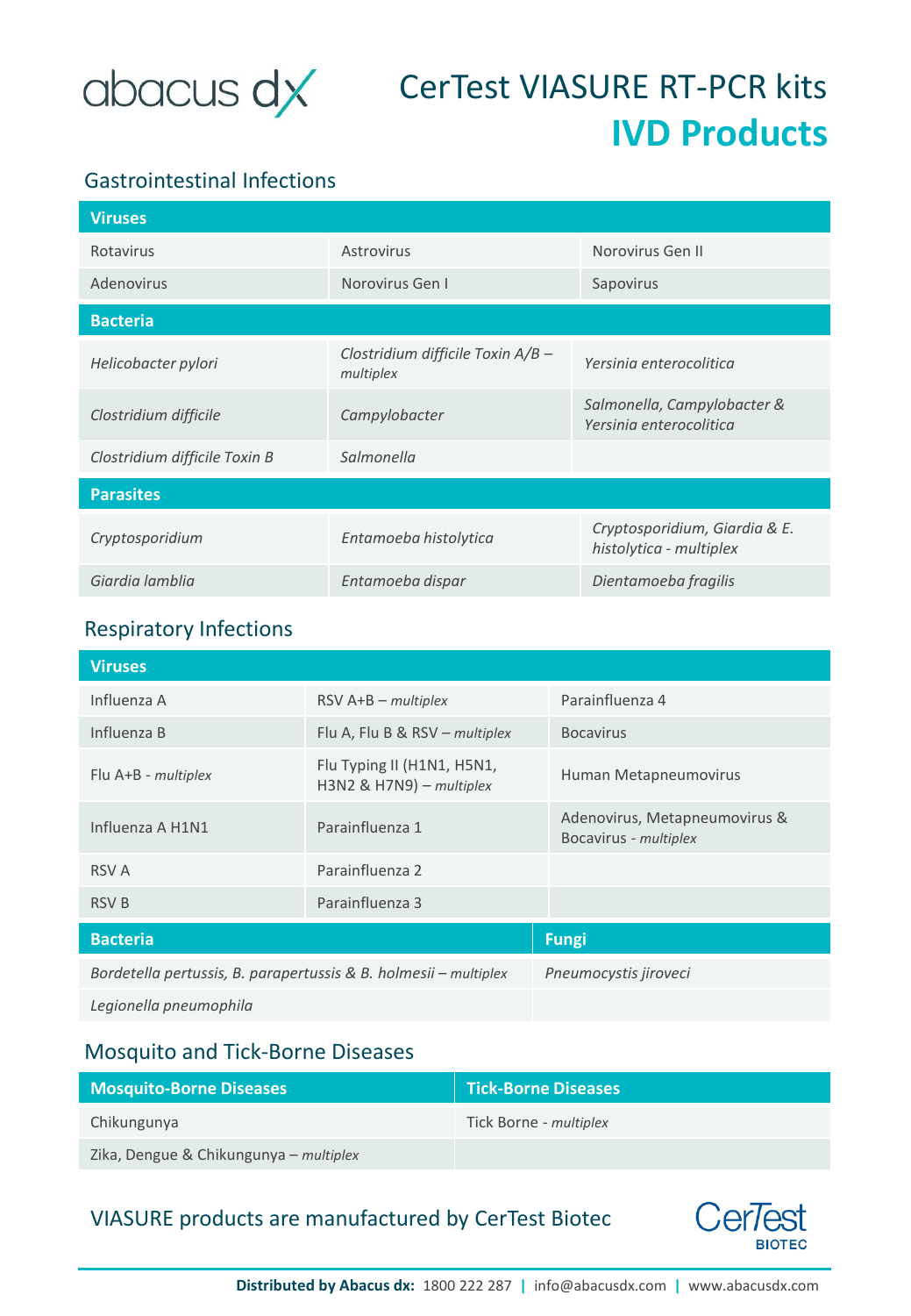abacus dx

# CerTest VIASURE RT-PCR kits
# IVD Products

## Gastrointestinal Infections

| Viruses | | |
|---|---|---|
| Rotavirus | Astrovirus | Norovirus Gen II |
| Adenovirus | Norovirus Gen I | Sapovirus |

| Bacteria | | |
|---|---|---|
| *Helicobacter pylori* | *Clostridium difficile Toxin A/B – multiplex* | *Yersinia enterocolitica* |
| *Clostridium difficile* | *Campylobacter* | *Salmonella, Campylobacter & Yersinia enterocolitica* |
| *Clostridium difficile Toxin B* | *Salmonella* | |

| Parasites | | |
|---|---|---|
| *Cryptosporidium* | *Entamoeba histolytica* | *Cryptosporidium, Giardia & E. histolytica - multiplex* |
| *Giardia lamblia* | *Entamoeba dispar* | *Dientamoeba fragilis* |

## Respiratory Infections

| Viruses | | |
|---|---|---|
| Influenza A | RSV A+B – *multiplex* | Parainfluenza 4 |
| Influenza B | Flu A, Flu B & RSV – *multiplex* | Bocavirus |
| Flu A+B - *multiplex* | Flu Typing II (H1N1, H5N1, H3N2 & H7N9) – *multiplex* | Human Metapneumovirus |
| Influenza A H1N1 | Parainfluenza 1 | Adenovirus, Metapneumovirus & Bocavirus - *multiplex* |
| RSV A | Parainfluenza 2 | |
| RSV B | Parainfluenza 3 | |

| Bacteria | Fungi |
|---|---|
| *Bordetella pertussis, B. parapertussis & B. holmesii – multiplex* | *Pneumocystis jiroveci* |
| *Legionella pneumophila* | |

## Mosquito and Tick-Borne Diseases

| Mosquito-Borne Diseases | Tick-Borne Diseases |
|---|---|
| Chikungunya | Tick Borne - *multiplex* |
| Zika, Dengue & Chikungunya – *multiplex* | |

VIASURE products are manufactured by CerTest Biotec

CerTest BIOTEC

**Distributed by Abacus dx:** 1800 222 287 | info@abacusdx.com | www.abacusdx.com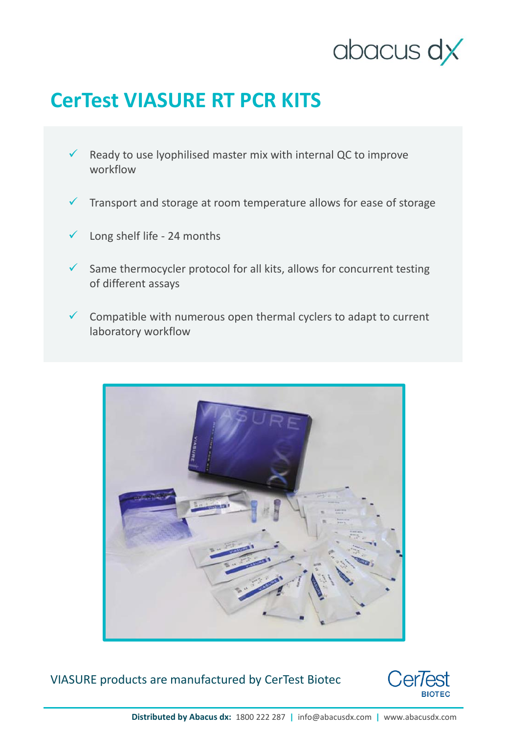# CerTest VIASURE RT PCR KITS

- ✓ Ready to use lyophilised master mix with internal QC to improve workflow
- ✓ Transport and storage at room temperature allows for ease of storage
- ✓ Long shelf life - 24 months
- ✓ Same thermocycler protocol for all kits, allows for concurrent testing of different assays
- ✓ Compatible with numerous open thermal cyclers to adapt to current laboratory workflow

VIASURE products are manufactured by CerTest Biotec

**Distributed by Abacus dx:** 1800 222 287 | info@abacusdx.com | www.abacusdx.com